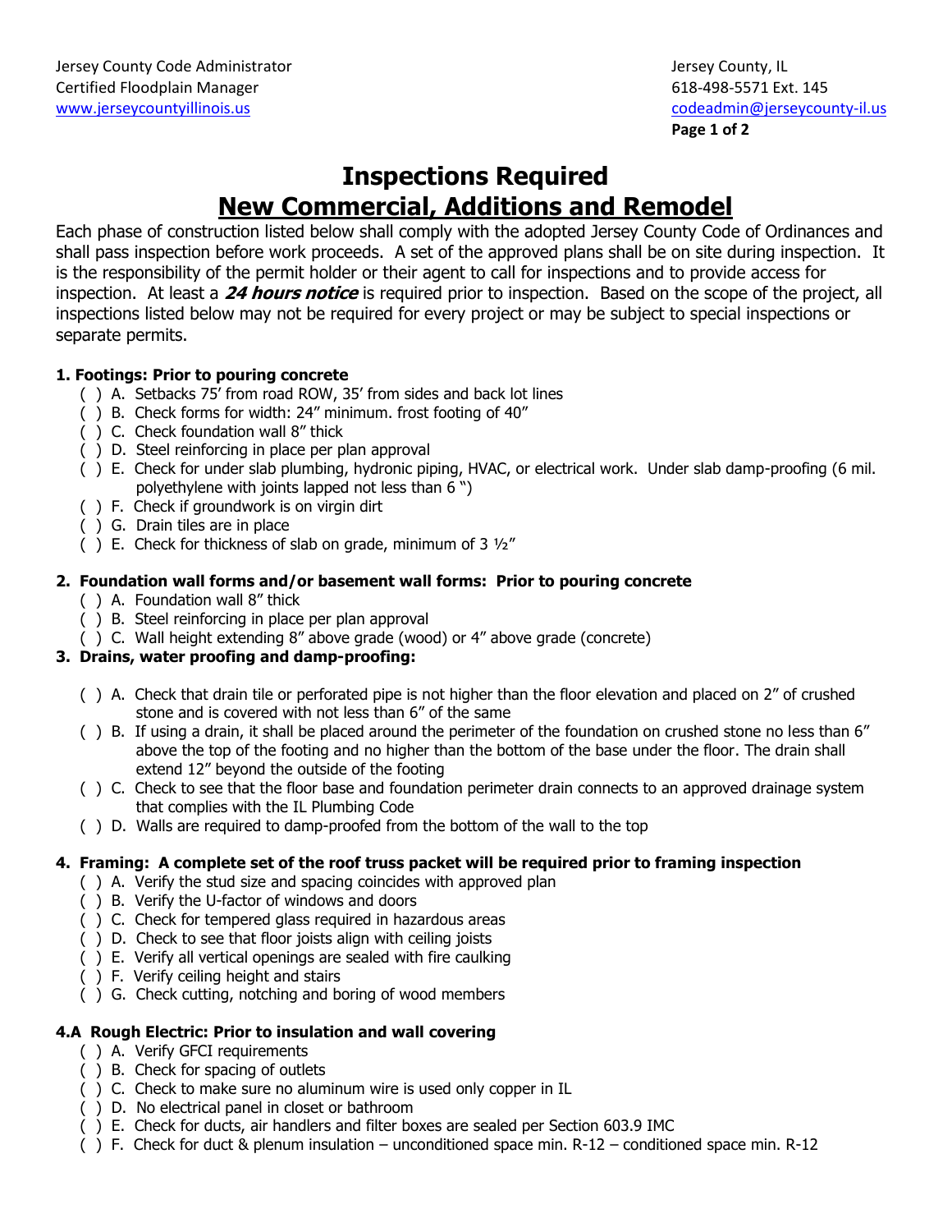Jersey County Code Administrator
Certified Floodplain Manager
www.jerseycountyillinois.us

Jersey County, IL
618-498-5571 Ext. 145
codeadmin@jerseycounty-il.us

# Inspections Required

## New Commercial, Additions and Remodel

Each phase of construction listed below shall comply with the adopted Jersey County Code of Ordinances and shall pass inspection before work proceeds. A set of the approved plans shall be on site during inspection. It is the responsibility of the permit holder or their agent to call for inspections and to provide access for inspection. At least a ***24 hours notice*** is required prior to inspection. Based on the scope of the project, all inspections listed below may not be required for every project or may be subject to special inspections or separate permits.

### 1. Footings: Prior to pouring concrete

( ) A. Setbacks 75' from road ROW, 35' from sides and back lot lines
( ) B. Check forms for width: 24" minimum. frost footing of 40"
( ) C. Check foundation wall 8" thick
( ) D. Steel reinforcing in place per plan approval
( ) E. Check for under slab plumbing, hydronic piping, HVAC, or electrical work. Under slab damp-proofing (6 mil. polyethylene with joints lapped not less than 6 ")
( ) F. Check if groundwork is on virgin dirt
( ) G. Drain tiles are in place
( ) E. Check for thickness of slab on grade, minimum of 3 ½"

### 2. Foundation wall forms and/or basement wall forms: Prior to pouring concrete

( ) A. Foundation wall 8" thick
( ) B. Steel reinforcing in place per plan approval
( ) C. Wall height extending 8" above grade (wood) or 4" above grade (concrete)

### 3. Drains, water proofing and damp-proofing:

( ) A. Check that drain tile or perforated pipe is not higher than the floor elevation and placed on 2" of crushed stone and is covered with not less than 6" of the same
( ) B. If using a drain, it shall be placed around the perimeter of the foundation on crushed stone no less than 6" above the top of the footing and no higher than the bottom of the base under the floor. The drain shall extend 12" beyond the outside of the footing
( ) C. Check to see that the floor base and foundation perimeter drain connects to an approved drainage system that complies with the IL Plumbing Code
( ) D. Walls are required to damp-proofed from the bottom of the wall to the top

### 4. Framing: A complete set of the roof truss packet will be required prior to framing inspection

( ) A. Verify the stud size and spacing coincides with approved plan
( ) B. Verify the U-factor of windows and doors
( ) C. Check for tempered glass required in hazardous areas
( ) D. Check to see that floor joists align with ceiling joists
( ) E. Verify all vertical openings are sealed with fire caulking
( ) F. Verify ceiling height and stairs
( ) G. Check cutting, notching and boring of wood members

### 4.A Rough Electric: Prior to insulation and wall covering

( ) A. Verify GFCI requirements
( ) B. Check for spacing of outlets
( ) C. Check to make sure no aluminum wire is used only copper in IL
( ) D. No electrical panel in closet or bathroom
( ) E. Check for ducts, air handlers and filter boxes are sealed per Section 603.9 IMC
( ) F. Check for duct & plenum insulation – unconditioned space min. R-12 – conditioned space min. R-12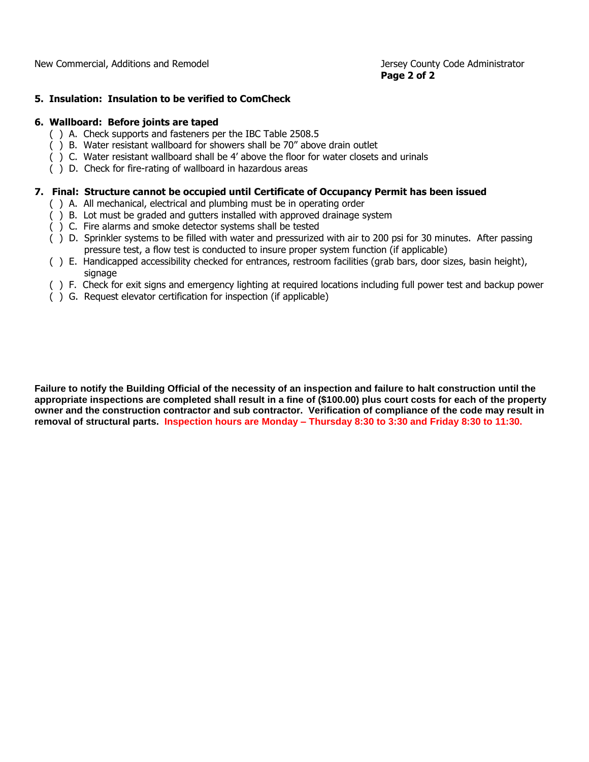**5. Insulation: Insulation to be verified to ComCheck**

**6. Wallboard: Before joints are taped**

( ) A. Check supports and fasteners per the IBC Table 2508.5
( ) B. Water resistant wallboard for showers shall be 70" above drain outlet
( ) C. Water resistant wallboard shall be 4' above the floor for water closets and urinals
( ) D. Check for fire-rating of wallboard in hazardous areas

**7. Final: Structure cannot be occupied until Certificate of Occupancy Permit has been issued**

( ) A. All mechanical, electrical and plumbing must be in operating order
( ) B. Lot must be graded and gutters installed with approved drainage system
( ) C. Fire alarms and smoke detector systems shall be tested
( ) D. Sprinkler systems to be filled with water and pressurized with air to 200 psi for 30 minutes. After passing pressure test, a flow test is conducted to insure proper system function (if applicable)
( ) E. Handicapped accessibility checked for entrances, restroom facilities (grab bars, door sizes, basin height), signage
( ) F. Check for exit signs and emergency lighting at required locations including full power test and backup power
( ) G. Request elevator certification for inspection (if applicable)

**Failure to notify the Building Official of the necessity of an inspection and failure to halt construction until the appropriate inspections are completed shall result in a fine of ($100.00) plus court costs for each of the property owner and the construction contractor and sub contractor. Verification of compliance of the code may result in removal of structural parts. Inspection hours are Monday – Thursday 8:30 to 3:30 and Friday 8:30 to 11:30.**